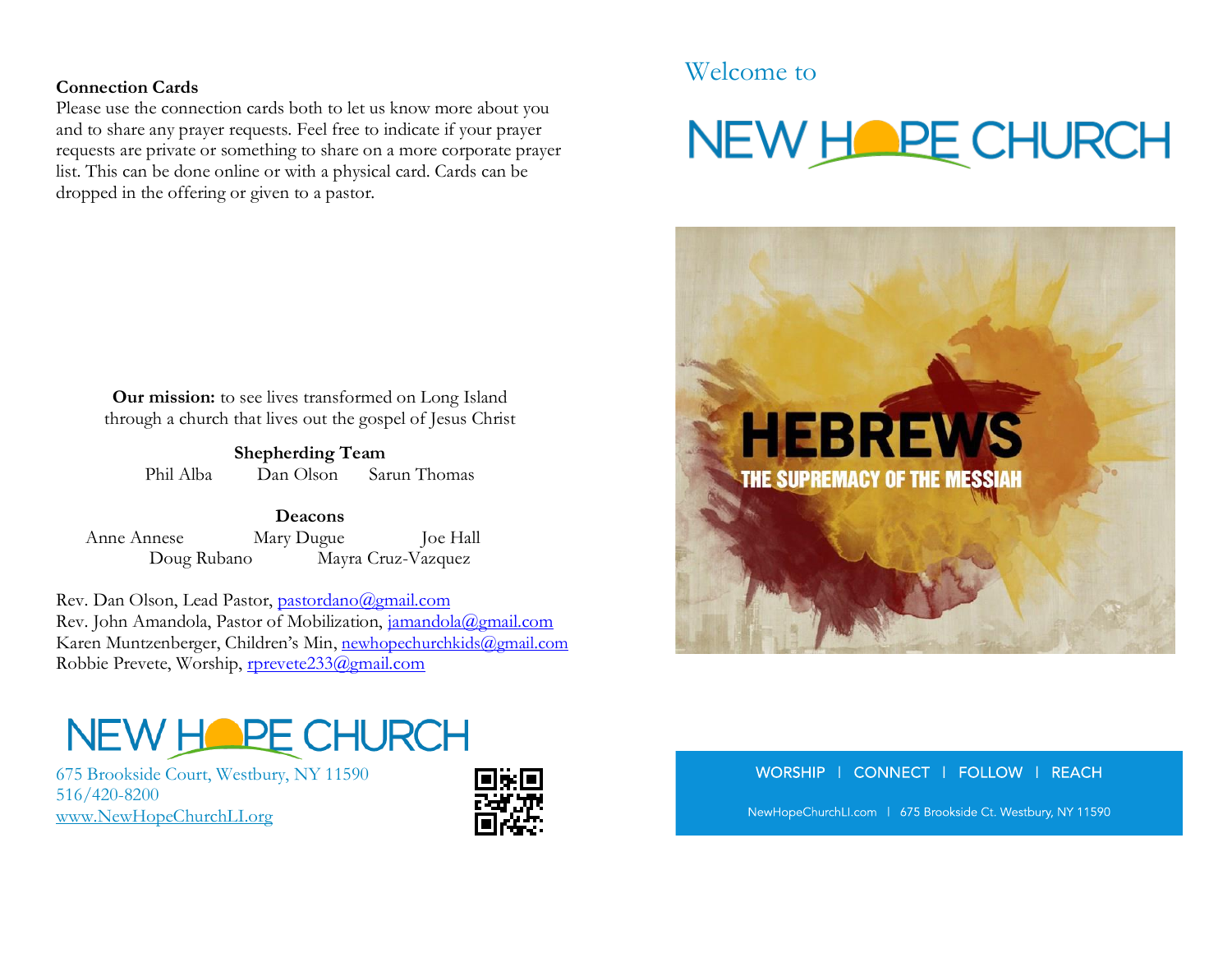**Connection Cards**

Please use the connection cards both to let us know more about you and to share any prayer requests. Feel free to indicate if your prayer requests are private or something to share on a more corporate prayer list. This can be done online or with a physical card. Cards can be dropped in the offering or given to a pastor.

**Our mission:** to see lives transformed on Long Island through a church that lives out the gospel of Jesus Christ

**Shepherding Team**

Phil Alba Dan Olson Sarun Thomas

**Deacons**

Anne Annese Mary Dugue Joe Hall
Doug Rubano Mayra Cruz-Vazquez

Rev. Dan Olson, Lead Pastor, pastordano@gmail.com
Rev. John Amandola, Pastor of Mobilization, jamandola@gmail.com
Karen Muntzenberger, Children's Min, newhopechurchkids@gmail.com
Robbie Prevete, Worship, rprevete233@gmail.com

NEW HOPE CHURCH

675 Brookside Court, Westbury, NY 11590
516/420-8200
www.NewHopeChurchLI.org

Welcome to

# NEW HOPE CHURCH

# HEBREWS

## THE SUPREMACY OF THE MESSIAH

WORSHIP | CONNECT | FOLLOW | REACH

NewHopeChurchLI.com | 675 Brookside Ct. Westbury, NY 11590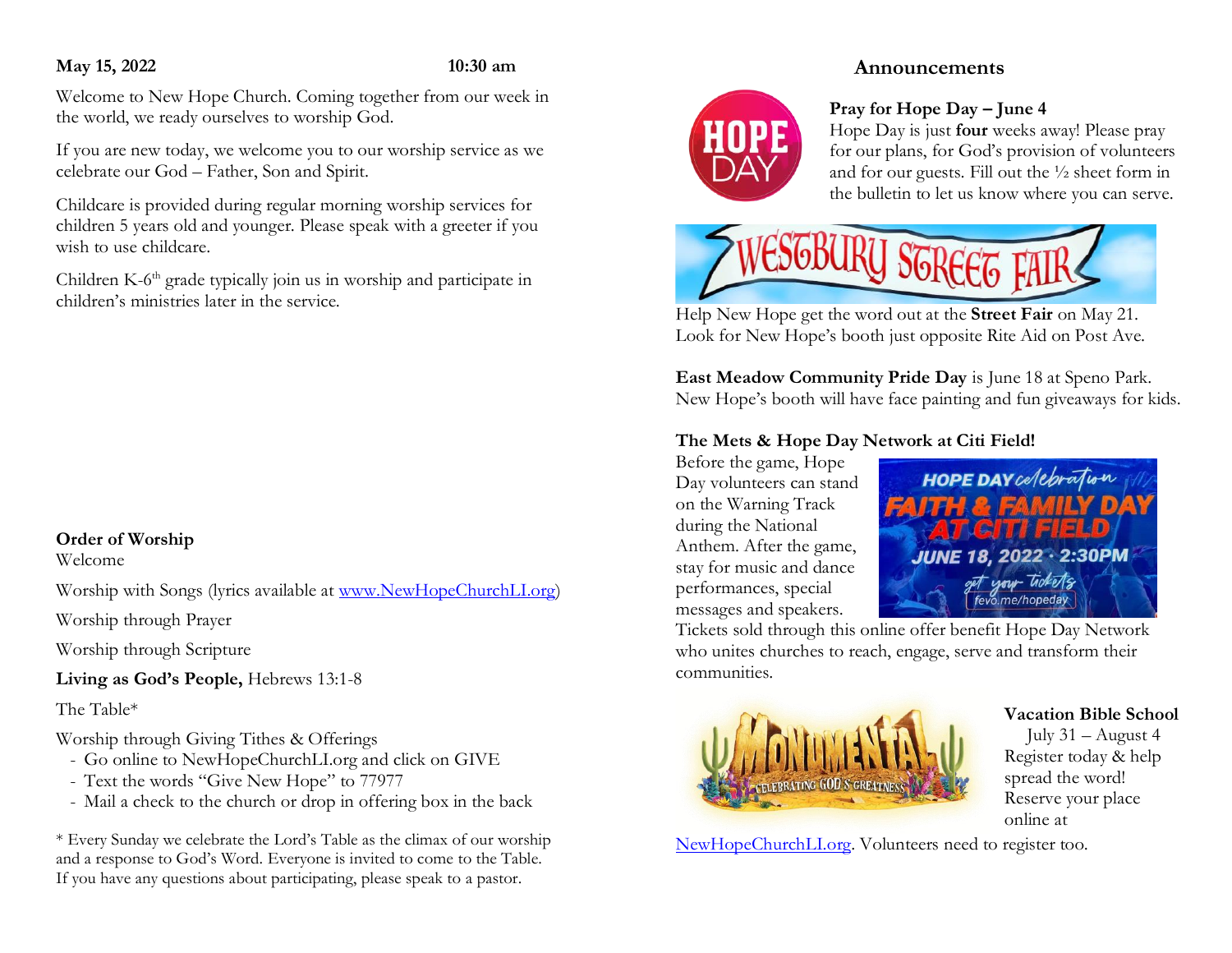**May 15, 2022** **10:30 am**

Welcome to New Hope Church. Coming together from our week in the world, we ready ourselves to worship God.

If you are new today, we welcome you to our worship service as we celebrate our God – Father, Son and Spirit.

Childcare is provided during regular morning worship services for children 5 years old and younger. Please speak with a greeter if you wish to use childcare.

Children K-6th grade typically join us in worship and participate in children's ministries later in the service.

**Order of Worship**

Welcome

Worship with Songs (lyrics available at www.NewHopeChurchLI.org)

Worship through Prayer

Worship through Scripture

**Living as God's People,** Hebrews 13:1-8

The Table*

Worship through Giving Tithes & Offerings
- Go online to NewHopeChurchLI.org and click on GIVE
- Text the words "Give New Hope" to 77977
- Mail a check to the church or drop in offering box in the back

* Every Sunday we celebrate the Lord's Table as the climax of our worship and a response to God's Word. Everyone is invited to come to the Table. If you have any questions about participating, please speak to a pastor.

## Announcements

**Pray for Hope Day – June 4**
Hope Day is just **four** weeks away! Please pray for our plans, for God's provision of volunteers and for our guests. Fill out the ½ sheet form in the bulletin to let us know where you can serve.

Help New Hope get the word out at the **Street Fair** on May 21. Look for New Hope's booth just opposite Rite Aid on Post Ave.

**East Meadow Community Pride Day** is June 18 at Speno Park. New Hope's booth will have face painting and fun giveaways for kids.

**The Mets & Hope Day Network at Citi Field!**
Before the game, Hope Day volunteers can stand on the Warning Track during the National Anthem. After the game, stay for music and dance performances, special messages and speakers. Tickets sold through this online offer benefit Hope Day Network who unites churches to reach, engage, serve and transform their communities.

**Vacation Bible School**
July 31 – August 4
Register today & help spread the word! Reserve your place online at NewHopeChurchLI.org. Volunteers need to register too.